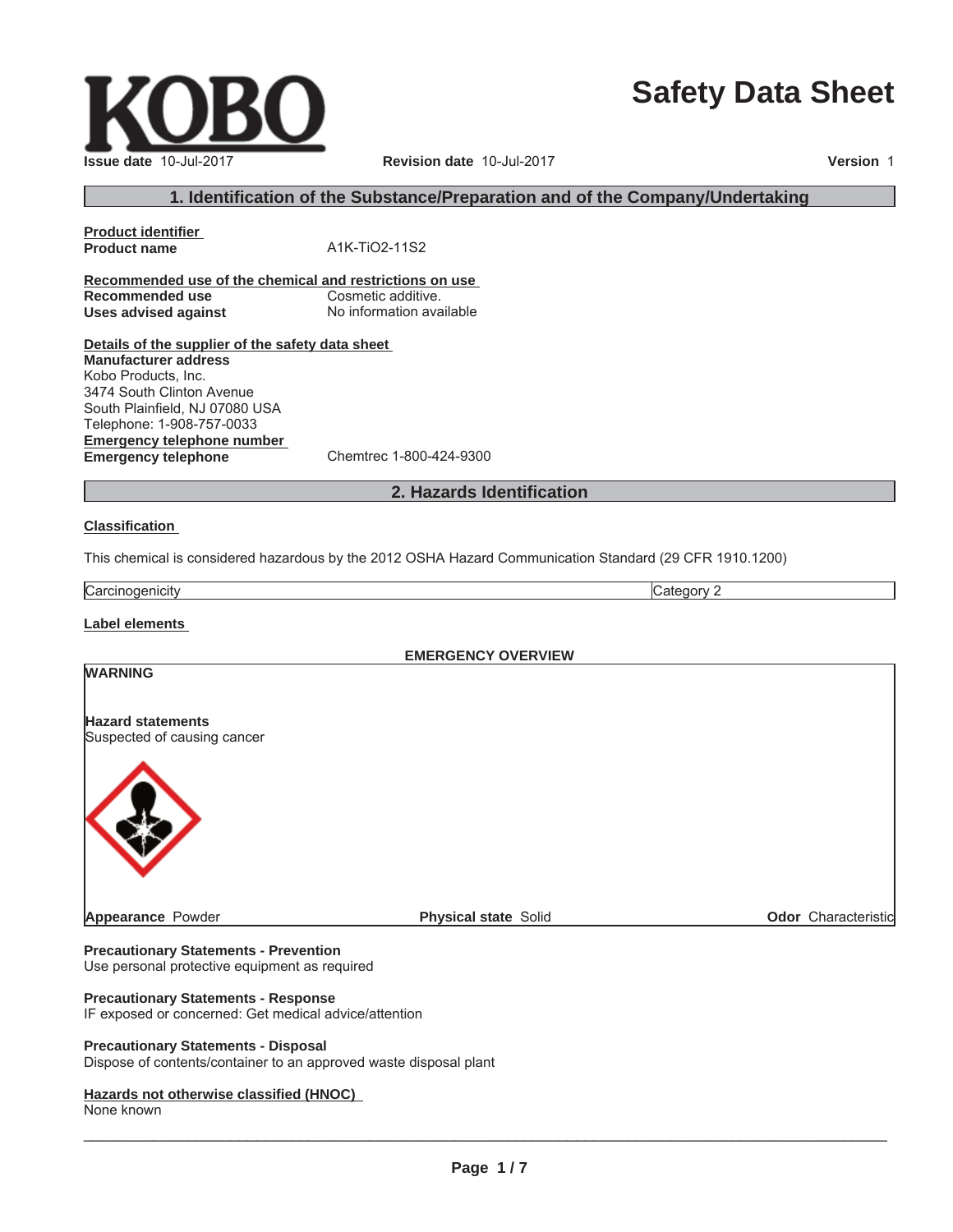KOBO

# Safety Data Sheet

**Issue date** 10-Jul-2017 **Revision date** 10-Jul-2017 **Version** 1

## 1. Identification of the Substance/Preparation and of the Company/Undertaking

**Product identifier**

**Product name** A1K-TiO2-11S2

**Recommended use of the chemical and restrictions on use**

**Recommended use** Cosmetic additive.
**Uses advised against** No information available

**Details of the supplier of the safety data sheet**

**Manufacturer address**
Kobo Products, Inc.
3474 South Clinton Avenue
South Plainfield, NJ 07080 USA
Telephone: 1-908-757-0033

**Emergency telephone number**

**Emergency telephone** Chemtrec 1-800-424-9300

## 2. Hazards Identification

**Classification**

This chemical is considered hazardous by the 2012 OSHA Hazard Communication Standard (29 CFR 1910.1200)

| Carcinogenicity | Category 2 |
|---|---|

**Label elements**

**EMERGENCY OVERVIEW**

**WARNING**

**Hazard statements**
Suspected of causing cancer

**Appearance** Powder **Physical state** Solid **Odor** Characteristic

**Precautionary Statements - Prevention**
Use personal protective equipment as required

**Precautionary Statements - Response**
IF exposed or concerned: Get medical advice/attention

**Precautionary Statements - Disposal**
Dispose of contents/container to an approved waste disposal plant

**Hazards not otherwise classified (HNOC)**
None known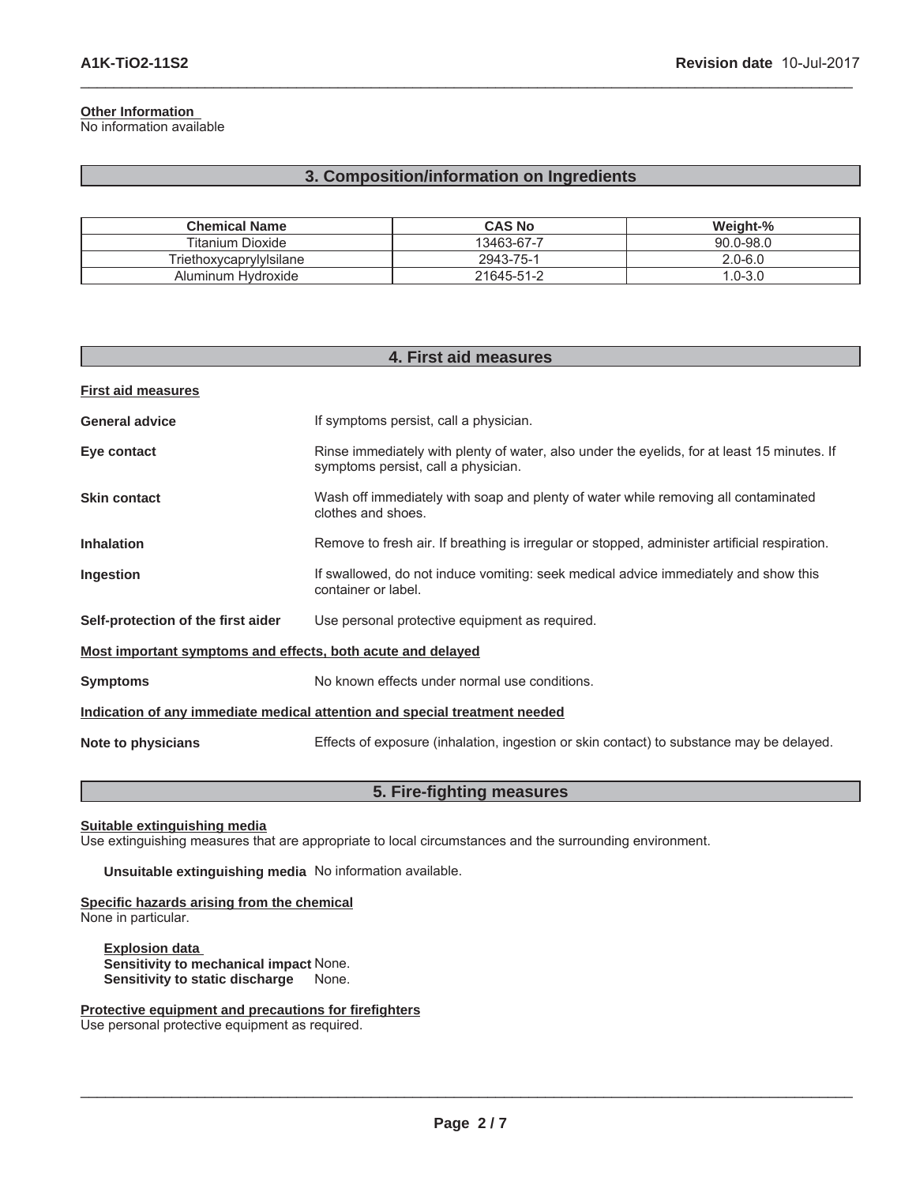**Other Information**
No information available

## 3. Composition/information on Ingredients

| Chemical Name | CAS No | Weight-% |
|---|---|---|
| Titanium Dioxide | 13463-67-7 | 90.0-98.0 |
| Triethoxycaprylylsilane | 2943-75-1 | 2.0-6.0 |
| Aluminum Hydroxide | 21645-51-2 | 1.0-3.0 |

## 4. First aid measures

**First aid measures**

**General advice** If symptoms persist, call a physician.

**Eye contact** Rinse immediately with plenty of water, also under the eyelids, for at least 15 minutes. If symptoms persist, call a physician.

**Skin contact** Wash off immediately with soap and plenty of water while removing all contaminated clothes and shoes.

**Inhalation** Remove to fresh air. If breathing is irregular or stopped, administer artificial respiration.

**Ingestion** If swallowed, do not induce vomiting: seek medical advice immediately and show this container or label.

**Self-protection of the first aider** Use personal protective equipment as required.

**Most important symptoms and effects, both acute and delayed**

**Symptoms** No known effects under normal use conditions.

**Indication of any immediate medical attention and special treatment needed**

**Note to physicians** Effects of exposure (inhalation, ingestion or skin contact) to substance may be delayed.

## 5. Fire-fighting measures

**Suitable extinguishing media**
Use extinguishing measures that are appropriate to local circumstances and the surrounding environment.

**Unsuitable extinguishing media** No information available.

**Specific hazards arising from the chemical**
None in particular.

**Explosion data**
**Sensitivity to mechanical impact** None.
**Sensitivity to static discharge** None.

**Protective equipment and precautions for firefighters**
Use personal protective equipment as required.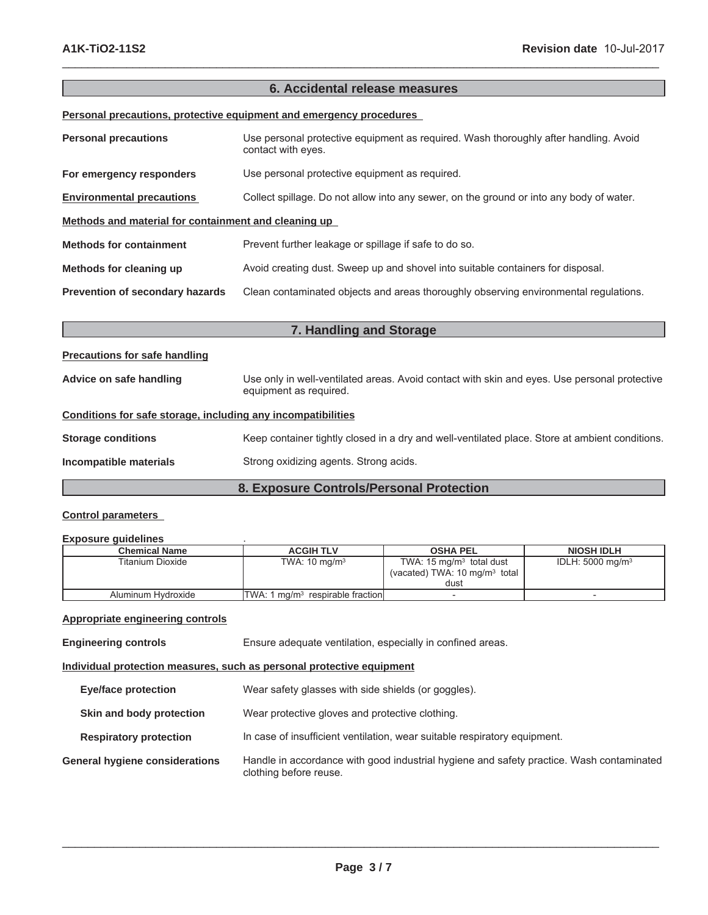## 6. Accidental release measures

**Personal precautions, protective equipment and emergency procedures**

**Personal precautions** Use personal protective equipment as required. Wash thoroughly after handling. Avoid contact with eyes.

**For emergency responders** Use personal protective equipment as required.

**Environmental precautions** Collect spillage. Do not allow into any sewer, on the ground or into any body of water.

**Methods and material for containment and cleaning up**

**Methods for containment** Prevent further leakage or spillage if safe to do so.

**Methods for cleaning up** Avoid creating dust. Sweep up and shovel into suitable containers for disposal.

**Prevention of secondary hazards** Clean contaminated objects and areas thoroughly observing environmental regulations.

## 7. Handling and Storage

**Precautions for safe handling**

**Advice on safe handling** Use only in well-ventilated areas. Avoid contact with skin and eyes. Use personal protective equipment as required.

**Conditions for safe storage, including any incompatibilities**

**Storage conditions** Keep container tightly closed in a dry and well-ventilated place. Store at ambient conditions.

**Incompatible materials** Strong oxidizing agents. Strong acids.

## 8. Exposure Controls/Personal Protection

**Control parameters**

**Exposure guidelines** .

| Chemical Name | ACGIH TLV | OSHA PEL | NIOSH IDLH |
|---|---|---|---|
| Titanium Dioxide | TWA: 10 mg/m$^3$ | TWA: 15 mg/m$^3$ total dust (vacated) TWA: 10 mg/m$^3$ total dust | IDLH: 5000 mg/m$^3$ |
| Aluminum Hydroxide | TWA: 1 mg/m$^3$ respirable fraction | - | - |

**Appropriate engineering controls**

**Engineering controls** Ensure adequate ventilation, especially in confined areas.

**Individual protection measures, such as personal protective equipment**

**Eye/face protection** Wear safety glasses with side shields (or goggles).

**Skin and body protection** Wear protective gloves and protective clothing.

**Respiratory protection** In case of insufficient ventilation, wear suitable respiratory equipment.

**General hygiene considerations** Handle in accordance with good industrial hygiene and safety practice. Wash contaminated clothing before reuse.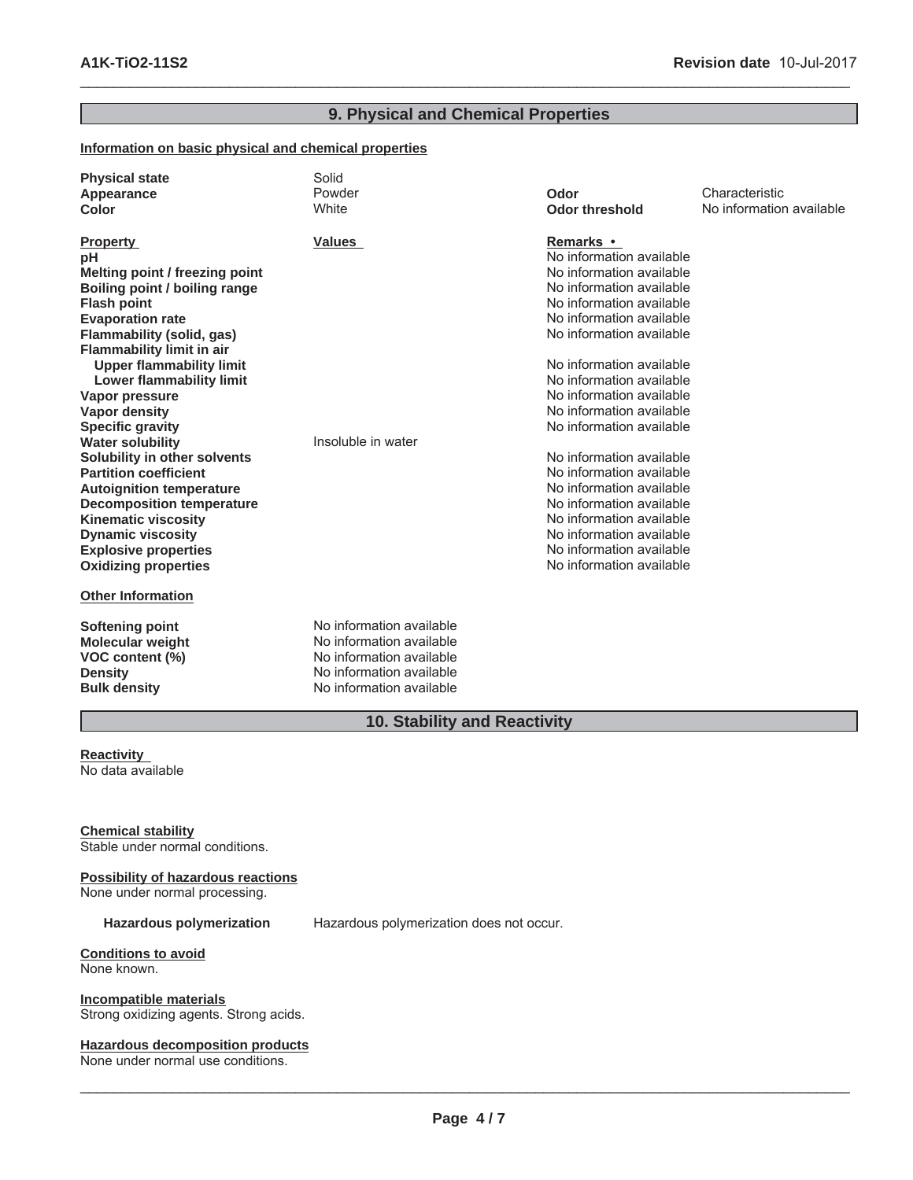## 9. Physical and Chemical Properties

**Information on basic physical and chemical properties**

| | | | |
|---|---|---|---|
| **Physical state** | Solid | | |
| **Appearance** | Powder | **Odor** | Characteristic |
| **Color** | White | **Odor threshold** | No information available |

| **Property** | **Values** | **Remarks •** |
|---|---|---|
| **pH** | | No information available |
| **Melting point / freezing point** | | No information available |
| **Boiling point / boiling range** | | No information available |
| **Flash point** | | No information available |
| **Evaporation rate** | | No information available |
| **Flammability (solid, gas)** | | No information available |
| **Flammability limit in air** | | |
| **Upper flammability limit** | | No information available |
| **Lower flammability limit** | | No information available |
| **Vapor pressure** | | No information available |
| **Vapor density** | | No information available |
| **Specific gravity** | | No information available |
| **Water solubility** | Insoluble in water | |
| **Solubility in other solvents** | | No information available |
| **Partition coefficient** | | No information available |
| **Autoignition temperature** | | No information available |
| **Decomposition temperature** | | No information available |
| **Kinematic viscosity** | | No information available |
| **Dynamic viscosity** | | No information available |
| **Explosive properties** | | No information available |
| **Oxidizing properties** | | No information available |

**Other Information**

| | |
|---|---|
| **Softening point** | No information available |
| **Molecular weight** | No information available |
| **VOC content (%)** | No information available |
| **Density** | No information available |
| **Bulk density** | No information available |

## 10. Stability and Reactivity

**Reactivity**
No data available

**Chemical stability**
Stable under normal conditions.

**Possibility of hazardous reactions**
None under normal processing.

**Hazardous polymerization** Hazardous polymerization does not occur.

**Conditions to avoid**
None known.

**Incompatible materials**
Strong oxidizing agents. Strong acids.

**Hazardous decomposition products**
None under normal use conditions.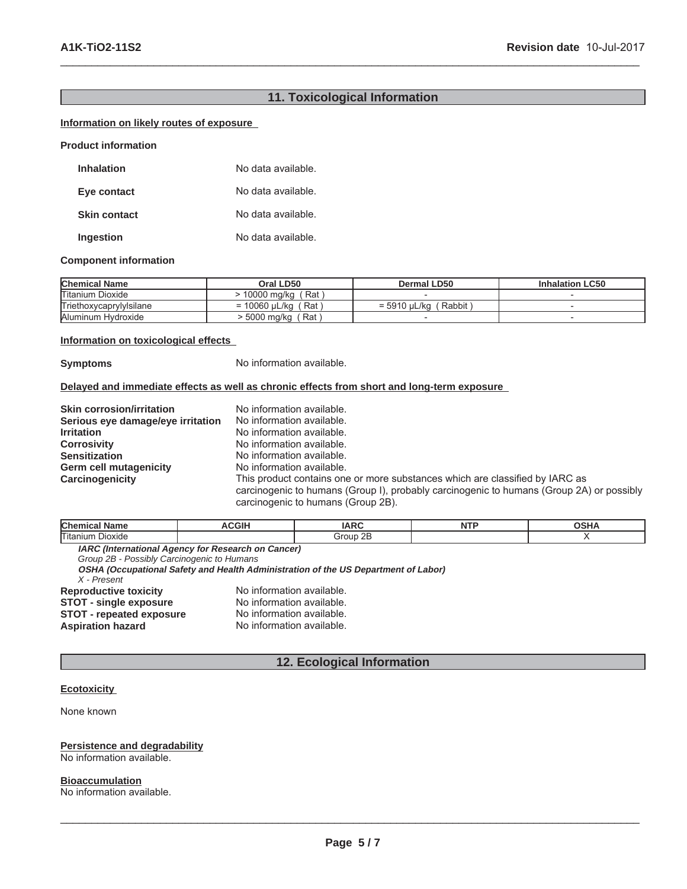## 11. Toxicological Information

**Information on likely routes of exposure**

**Product information**

| | |
|---|---|
| **Inhalation** | No data available. |
| **Eye contact** | No data available. |
| **Skin contact** | No data available. |
| **Ingestion** | No data available. |

**Component information**

| Chemical Name | Oral LD50 | Dermal LD50 | Inhalation LC50 |
|---|---|---|---|
| Titanium Dioxide | > 10000 mg/kg ( Rat ) | - | - |
| Triethoxycaprylylsilane | = 10060 µL/kg ( Rat ) | = 5910 µL/kg ( Rabbit ) | - |
| Aluminum Hydroxide | > 5000 mg/kg ( Rat ) | - | - |

**Information on toxicological effects**

**Symptoms** No information available.

**Delayed and immediate effects as well as chronic effects from short and long-term exposure**

| | |
|---|---|
| **Skin corrosion/irritation** | No information available. |
| **Serious eye damage/eye irritation** | No information available. |
| **Irritation** | No information available. |
| **Corrosivity** | No information available. |
| **Sensitization** | No information available. |
| **Germ cell mutagenicity** | No information available. |
| **Carcinogenicity** | This product contains one or more substances which are classified by IARC as carcinogenic to humans (Group I), probably carcinogenic to humans (Group 2A) or possibly carcinogenic to humans (Group 2B). |

| Chemical Name | ACGIH | IARC | NTP | OSHA |
|---|---|---|---|---|
| Titanium Dioxide | | Group 2B | | X |

***IARC (International Agency for Research on Cancer)***
*Group 2B - Possibly Carcinogenic to Humans*
***OSHA (Occupational Safety and Health Administration of the US Department of Labor)***
*X - Present*

| | |
|---|---|
| **Reproductive toxicity** | No information available. |
| **STOT - single exposure** | No information available. |
| **STOT - repeated exposure** | No information available. |
| **Aspiration hazard** | No information available. |

## 12. Ecological Information

**Ecotoxicity**

None known

**Persistence and degradability**
No information available.

**Bioaccumulation**
No information available.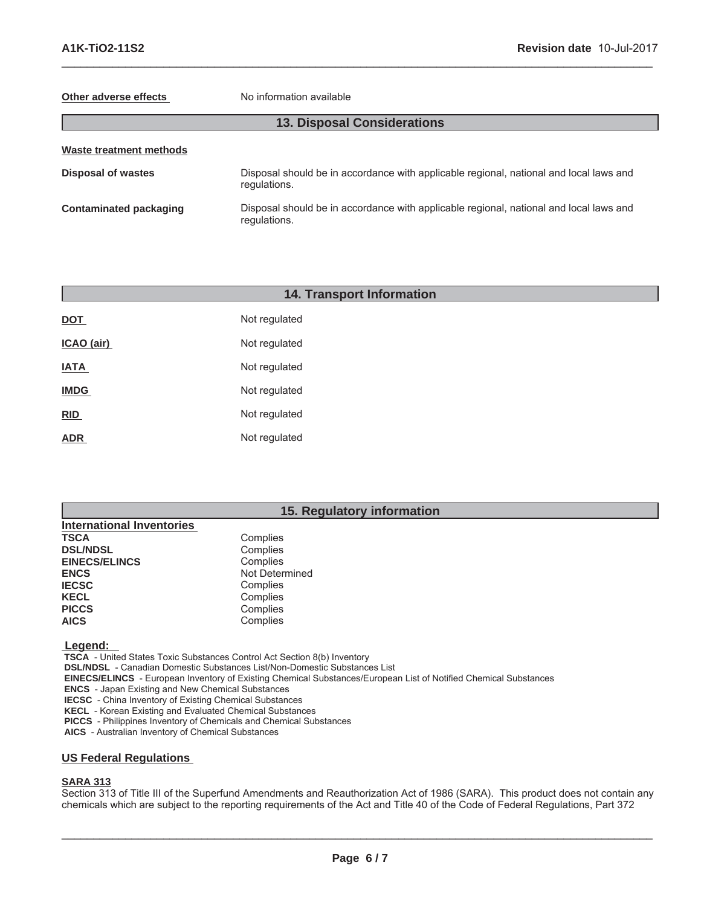**Other adverse effects** No information available

## 13. Disposal Considerations

**Waste treatment methods**

**Disposal of wastes** Disposal should be in accordance with applicable regional, national and local laws and regulations.

**Contaminated packaging** Disposal should be in accordance with applicable regional, national and local laws and regulations.

## 14. Transport Information

| | |
|---|---|
| **DOT** | Not regulated |
| **ICAO (air)** | Not regulated |
| **IATA** | Not regulated |
| **IMDG** | Not regulated |
| **RID** | Not regulated |
| **ADR** | Not regulated |

## 15. Regulatory information

**International Inventories**

| | |
|---|---|
| **TSCA** | Complies |
| **DSL/NDSL** | Complies |
| **EINECS/ELINCS** | Complies |
| **ENCS** | Not Determined |
| **IECSC** | Complies |
| **KECL** | Complies |
| **PICCS** | Complies |
| **AICS** | Complies |

**Legend:**

**TSCA** - United States Toxic Substances Control Act Section 8(b) Inventory
**DSL/NDSL** - Canadian Domestic Substances List/Non-Domestic Substances List
**EINECS/ELINCS** - European Inventory of Existing Chemical Substances/European List of Notified Chemical Substances
**ENCS** - Japan Existing and New Chemical Substances
**IECSC** - China Inventory of Existing Chemical Substances
**KECL** - Korean Existing and Evaluated Chemical Substances
**PICCS** - Philippines Inventory of Chemicals and Chemical Substances
**AICS** - Australian Inventory of Chemical Substances

### US Federal Regulations

**SARA 313**

Section 313 of Title III of the Superfund Amendments and Reauthorization Act of 1986 (SARA). This product does not contain any chemicals which are subject to the reporting requirements of the Act and Title 40 of the Code of Federal Regulations, Part 372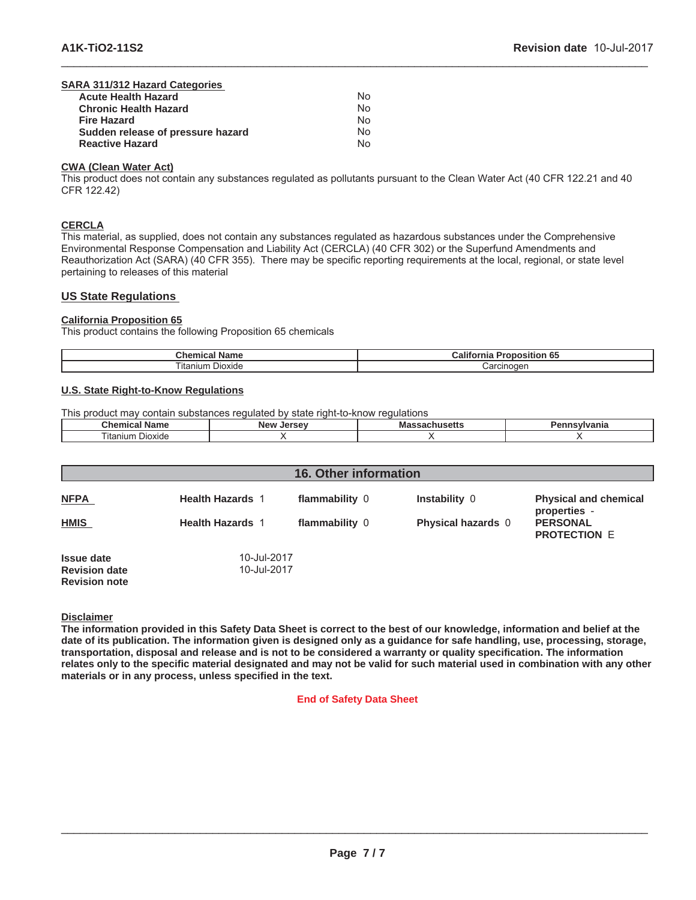**SARA 311/312 Hazard Categories**

| | |
|---|---|
| **Acute Health Hazard** | No |
| **Chronic Health Hazard** | No |
| **Fire Hazard** | No |
| **Sudden release of pressure hazard** | No |
| **Reactive Hazard** | No |

**CWA (Clean Water Act)**

This product does not contain any substances regulated as pollutants pursuant to the Clean Water Act (40 CFR 122.21 and 40 CFR 122.42)

**CERCLA**

This material, as supplied, does not contain any substances regulated as hazardous substances under the Comprehensive Environmental Response Compensation and Liability Act (CERCLA) (40 CFR 302) or the Superfund Amendments and Reauthorization Act (SARA) (40 CFR 355). There may be specific reporting requirements at the local, regional, or state level pertaining to releases of this material

## US State Regulations

**California Proposition 65**

This product contains the following Proposition 65 chemicals

| Chemical Name | California Proposition 65 |
|---|---|
| Titanium Dioxide | Carcinogen |

**U.S. State Right-to-Know Regulations**

This product may contain substances regulated by state right-to-know regulations

| Chemical Name | New Jersey | Massachusetts | Pennsylvania |
|---|---|---|---|
| Titanium Dioxide | X | X | X |

## 16. Other information

| | | | | |
|---|---|---|---|---|
| **NFPA** | **Health Hazards** 1 | **flammability** 0 | **Instability** 0 | **Physical and chemical properties** - |
| **HMIS** | **Health Hazards** 1 | **flammability** 0 | **Physical hazards** 0 | **PERSONAL PROTECTION** E |

| | |
|---|---|
| **Issue date** | 10-Jul-2017 |
| **Revision date** | 10-Jul-2017 |
| **Revision note** | |

**Disclaimer**

**The information provided in this Safety Data Sheet is correct to the best of our knowledge, information and belief at the date of its publication. The information given is designed only as a guidance for safe handling, use, processing, storage, transportation, disposal and release and is not to be considered a warranty or quality specification. The information relates only to the specific material designated and may not be valid for such material used in combination with any other materials or in any process, unless specified in the text.**

**End of Safety Data Sheet**